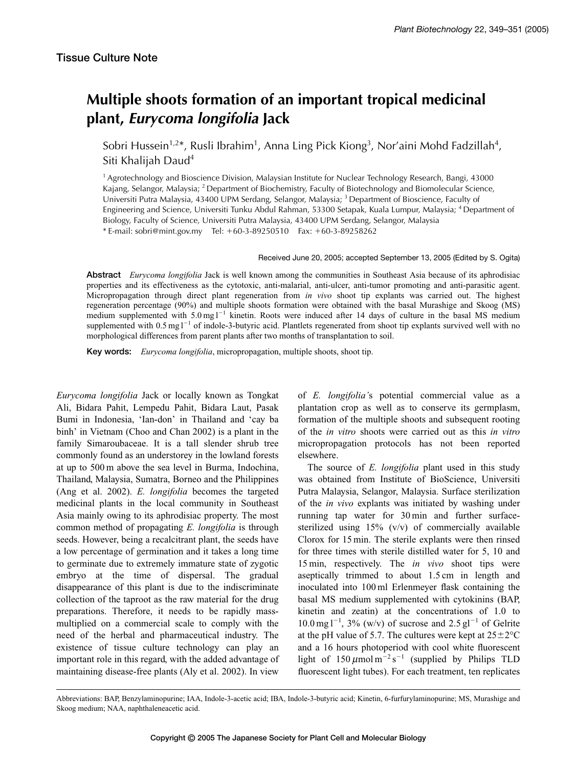Tissue Culture Note

# Multiple shoots formation of an important tropical medicinal plant, *Eurycoma longifolia* Jack

Sobri Hussein[1,2]*, Rusli Ibrahim[1], Anna Ling Pick Kiong[3], Nor'aini Mohd Fadzillah[4], Siti Khalijah Daud[4]

[1] Agrotechnology and Bioscience Division, Malaysian Institute for Nuclear Technology Research, Bangi, 43000 Kajang, Selangor, Malaysia; [2] Department of Biochemistry, Faculty of Biotechnology and Biomolecular Science, Universiti Putra Malaysia, 43400 UPM Serdang, Selangor, Malaysia; [3] Department of Bioscience, Faculty of Engineering and Science, Universiti Tunku Abdul Rahman, 53300 Setapak, Kuala Lumpur, Malaysia; [4] Department of Biology, Faculty of Science, Universiti Putra Malaysia, 43400 UPM Serdang, Selangor, Malaysia
* E-mail: sobri@mint.gov.my Tel: +60-3-89250510 Fax: +60-3-89258262

Received June 20, 2005; accepted September 13, 2005 (Edited by S. Ogita)

**Abstract** *Eurycoma longifolia* Jack is well known among the communities in Southeast Asia because of its aphrodisiac properties and its effectiveness as the cytotoxic, anti-malarial, anti-ulcer, anti-tumor promoting and anti-parasitic agent. Micropropagation through direct plant regeneration from *in vivo* shoot tip explants was carried out. The highest regeneration percentage (90%) and multiple shoots formation were obtained with the basal Murashige and Skoog (MS) medium supplemented with 5.0 mg l$^{-1}$ kinetin. Roots were induced after 14 days of culture in the basal MS medium supplemented with 0.5 mg l$^{-1}$ of indole-3-butyric acid. Plantlets regenerated from shoot tip explants survived well with no morphological differences from parent plants after two months of transplantation to soil.

**Key words:** *Eurycoma longifolia*, micropropagation, multiple shoots, shoot tip.

*Eurycoma longifolia* Jack or locally known as Tongkat Ali, Bidara Pahit, Lempedu Pahit, Bidara Laut, Pasak Bumi in Indonesia, 'Ian-don' in Thailand and 'cay ba binh' in Vietnam (Choo and Chan 2002) is a plant in the family Simaroubaceae. It is a tall slender shrub tree commonly found as an understorey in the lowland forests at up to 500 m above the sea level in Burma, Indochina, Thailand, Malaysia, Sumatra, Borneo and the Philippines (Ang et al. 2002). *E. longifolia* becomes the targeted medicinal plants in the local community in Southeast Asia mainly owing to its aphrodisiac property. The most common method of propagating *E. longifolia* is through seeds. However, being a recalcitrant plant, the seeds have a low percentage of germination and it takes a long time to germinate due to extremely immature state of zygotic embryo at the time of dispersal. The gradual disappearance of this plant is due to the indiscriminate collection of the taproot as the raw material for the drug preparations. Therefore, it needs to be rapidly mass-multiplied on a commercial scale to comply with the need of the herbal and pharmaceutical industry. The existence of tissue culture technology can play an important role in this regard, with the added advantage of maintaining disease-free plants (Aly et al. 2002). In view of *E. longifolia*'s potential commercial value as a plantation crop as well as to conserve its germplasm, formation of the multiple shoots and subsequent rooting of the *in vitro* shoots were carried out as this *in vitro* micropropagation protocols has not been reported elsewhere.

The source of *E. longifolia* plant used in this study was obtained from Institute of BioScience, Universiti Putra Malaysia, Selangor, Malaysia. Surface sterilization of the *in vivo* explants was initiated by washing under running tap water for 30 min and further surface-sterilized using 15% (v/v) of commercially available Clorox for 15 min. The sterile explants were then rinsed for three times with sterile distilled water for 5, 10 and 15 min, respectively. The *in vivo* shoot tips were aseptically trimmed to about 1.5 cm in length and inoculated into 100 ml Erlenmeyer flask containing the basal MS medium supplemented with cytokinins (BAP, kinetin and zeatin) at the concentrations of 1.0 to 10.0 mg l$^{-1}$, 3% (w/v) of sucrose and 2.5 g l$^{-1}$ of Gelrite at the pH value of 5.7. The cultures were kept at 25±2°C and a 16 hours photoperiod with cool white fluorescent light of 150 $\mu$mol m$^{-2}$ s$^{-1}$ (supplied by Philips TLD fluorescent light tubes). For each treatment, ten replicates

Abbreviations: BAP, Benzylaminopurine; IAA, Indole-3-acetic acid; IBA, Indole-3-butyric acid; Kinetin, 6-furfurylaminopurine; MS, Murashige and Skoog medium; NAA, naphthaleneacetic acid.

Copyright © 2005 The Japanese Society for Plant Cell and Molecular Biology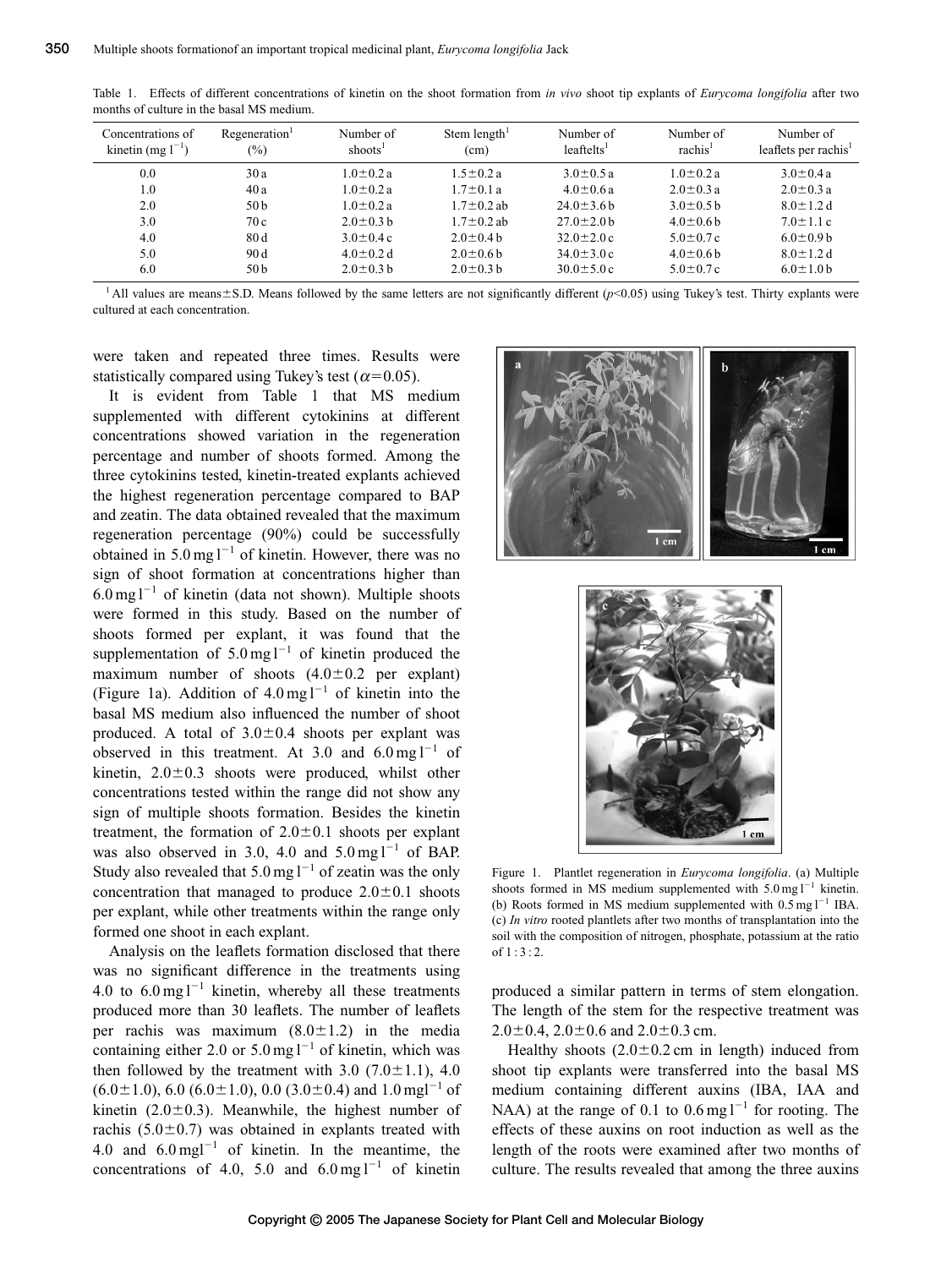Table 1. Effects of different concentrations of kinetin on the shoot formation from *in vivo* shoot tip explants of *Eurycoma longifolia* after two months of culture in the basal MS medium.

| Concentrations of kinetin (mg $l^{-1}$) | Regeneration[1] (%) | Number of shoots[1] | Stem length[1] (cm) | Number of leaftelts[1] | Number of rachis[1] | Number of leaflets per rachis[1] |
|---|---|---|---|---|---|---|
| 0.0 | 30 a | 1.0±0.2 a | 1.5±0.2 a | 3.0±0.5 a | 1.0±0.2 a | 3.0±0.4 a |
| 1.0 | 40 a | 1.0±0.2 a | 1.7±0.1 a | 4.0±0.6 a | 2.0±0.3 a | 2.0±0.3 a |
| 2.0 | 50 b | 1.0±0.2 a | 1.7±0.2 ab | 24.0±3.6 b | 3.0±0.5 b | 8.0±1.2 d |
| 3.0 | 70 c | 2.0±0.3 b | 1.7±0.2 ab | 27.0±2.0 b | 4.0±0.6 b | 7.0±1.1 c |
| 4.0 | 80 d | 3.0±0.4 c | 2.0±0.4 b | 32.0±2.0 c | 5.0±0.7 c | 6.0±0.9 b |
| 5.0 | 90 d | 4.0±0.2 d | 2.0±0.6 b | 34.0±3.0 c | 4.0±0.6 b | 8.0±1.2 d |
| 6.0 | 50 b | 2.0±0.3 b | 2.0±0.3 b | 30.0±5.0 c | 5.0±0.7 c | 6.0±1.0 b |

[1] All values are means±S.D. Means followed by the same letters are not significantly different ($p<0.05$) using Tukey's test. Thirty explants were cultured at each concentration.

were taken and repeated three times. Results were statistically compared using Tukey's test ($\alpha=0.05$).

It is evident from Table 1 that MS medium supplemented with different cytokinins at different concentrations showed variation in the regeneration percentage and number of shoots formed. Among the three cytokinins tested, kinetin-treated explants achieved the highest regeneration percentage compared to BAP and zeatin. The data obtained revealed that the maximum regeneration percentage (90%) could be successfully obtained in 5.0 mg $l^{-1}$ of kinetin. However, there was no sign of shoot formation at concentrations higher than 6.0 mg $l^{-1}$ of kinetin (data not shown). Multiple shoots were formed in this study. Based on the number of shoots formed per explant, it was found that the supplementation of 5.0 mg $l^{-1}$ of kinetin produced the maximum number of shoots (4.0±0.2 per explant) (Figure 1a). Addition of 4.0 mg $l^{-1}$ of kinetin into the basal MS medium also influenced the number of shoot produced. A total of 3.0±0.4 shoots per explant was observed in this treatment. At 3.0 and 6.0 mg $l^{-1}$ of kinetin, 2.0±0.3 shoots were produced, whilst other concentrations tested within the range did not show any sign of multiple shoots formation. Besides the kinetin treatment, the formation of 2.0±0.1 shoots per explant was also observed in 3.0, 4.0 and 5.0 mg $l^{-1}$ of BAP. Study also revealed that 5.0 mg $l^{-1}$ of zeatin was the only concentration that managed to produce 2.0±0.1 shoots per explant, while other treatments within the range only formed one shoot in each explant.

Analysis on the leaflets formation disclosed that there was no significant difference in the treatments using 4.0 to 6.0 mg $l^{-1}$ kinetin, whereby all these treatments produced more than 30 leaflets. The number of leaflets per rachis was maximum (8.0±1.2) in the media containing either 2.0 or 5.0 mg $l^{-1}$ of kinetin, which was then followed by the treatment with 3.0 (7.0±1.1), 4.0 (6.0±1.0), 6.0 (6.0±1.0), 0.0 (3.0±0.4) and 1.0 mgl$^{-1}$ of kinetin (2.0±0.3). Meanwhile, the highest number of rachis (5.0±0.7) was obtained in explants treated with 4.0 and 6.0 mgl$^{-1}$ of kinetin. In the meantime, the concentrations of 4.0, 5.0 and 6.0 mg $l^{-1}$ of kinetin produced a similar pattern in terms of stem elongation. The length of the stem for the respective treatment was 2.0±0.4, 2.0±0.6 and 2.0±0.3 cm.

Figure 1. Plantlet regeneration in *Eurycoma longifolia*. (a) Multiple shoots formed in MS medium supplemented with 5.0 mg $l^{-1}$ kinetin. (b) Roots formed in MS medium supplemented with 0.5 mg $l^{-1}$ IBA. (c) *In vitro* rooted plantlets after two months of transplantation into the soil with the composition of nitrogen, phosphate, potassium at the ratio of 1 : 3 : 2.

Healthy shoots (2.0±0.2 cm in length) induced from shoot tip explants were transferred into the basal MS medium containing different auxins (IBA, IAA and NAA) at the range of 0.1 to 0.6 mg $l^{-1}$ for rooting. The effects of these auxins on root induction as well as the length of the roots were examined after two months of culture. The results revealed that among the three auxins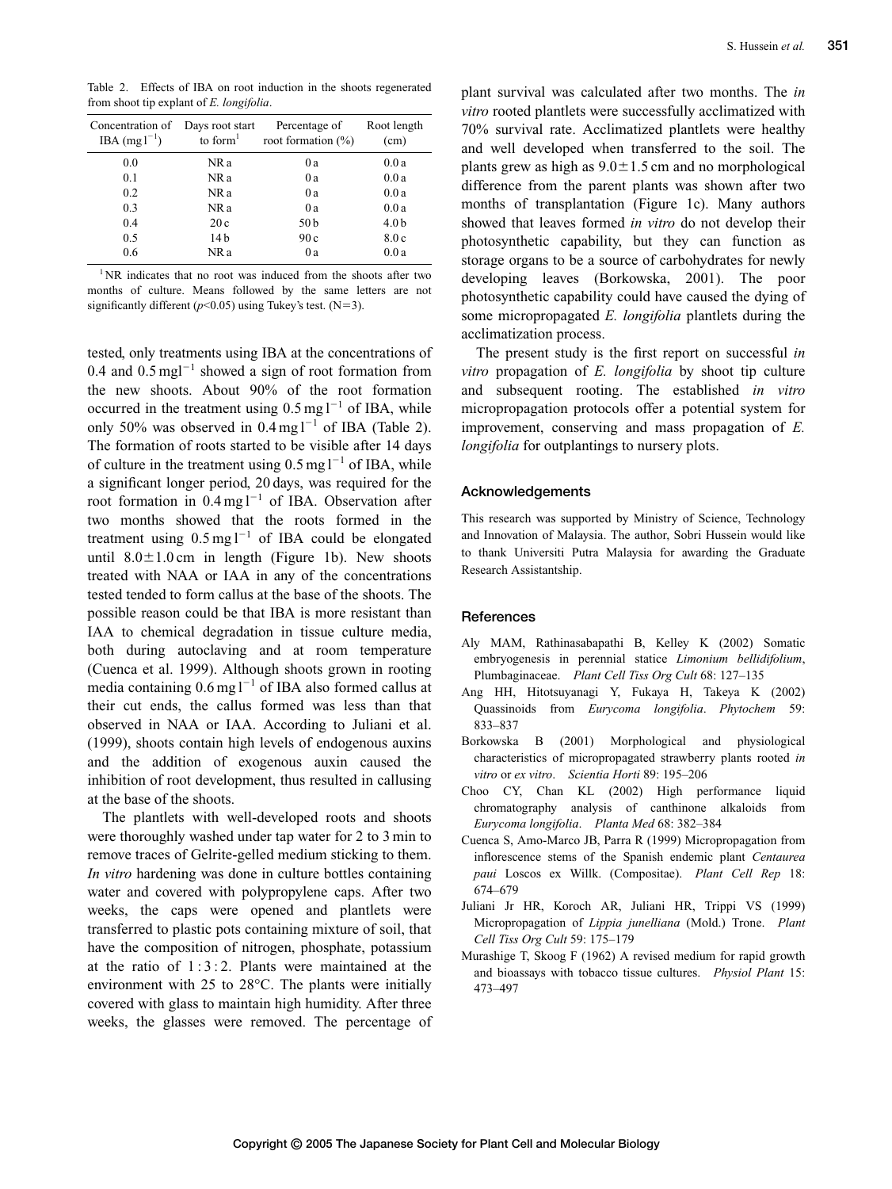Table 2. Effects of IBA on root induction in the shoots regenerated from shoot tip explant of *E. longifolia*.

| Concentration of IBA ($mg\,l^{-1}$) | Days root start to form[1] | Percentage of root formation (%) | Root length (cm) |
|---|---|---|---|
| 0.0 | NR a | 0 a | 0.0 a |
| 0.1 | NR a | 0 a | 0.0 a |
| 0.2 | NR a | 0 a | 0.0 a |
| 0.3 | NR a | 0 a | 0.0 a |
| 0.4 | 20 c | 50 b | 4.0 b |
| 0.5 | 14 b | 90 c | 8.0 c |
| 0.6 | NR a | 0 a | 0.0 a |

[1] NR indicates that no root was induced from the shoots after two months of culture. Means followed by the same letters are not significantly different ($p<0.05$) using Tukey's test. (N=3).

tested, only treatments using IBA at the concentrations of 0.4 and 0.5 $mgl^{-1}$ showed a sign of root formation from the new shoots. About 90% of the root formation occurred in the treatment using 0.5 $mg\,l^{-1}$ of IBA, while only 50% was observed in 0.4 $mg\,l^{-1}$ of IBA (Table 2). The formation of roots started to be visible after 14 days of culture in the treatment using 0.5 $mg\,l^{-1}$ of IBA, while a significant longer period, 20 days, was required for the root formation in 0.4 $mg\,l^{-1}$ of IBA. Observation after two months showed that the roots formed in the treatment using 0.5 $mg\,l^{-1}$ of IBA could be elongated until $8.0\pm1.0$ cm in length (Figure 1b). New shoots treated with NAA or IAA in any of the concentrations tested tended to form callus at the base of the shoots. The possible reason could be that IBA is more resistant than IAA to chemical degradation in tissue culture media, both during autoclaving and at room temperature (Cuenca et al. 1999). Although shoots grown in rooting media containing 0.6 $mg\,l^{-1}$ of IBA also formed callus at their cut ends, the callus formed was less than that observed in NAA or IAA. According to Juliani et al. (1999), shoots contain high levels of endogenous auxins and the addition of exogenous auxin caused the inhibition of root development, thus resulted in callusing at the base of the shoots.

The plantlets with well-developed roots and shoots were thoroughly washed under tap water for 2 to 3 min to remove traces of Gelrite-gelled medium sticking to them. *In vitro* hardening was done in culture bottles containing water and covered with polypropylene caps. After two weeks, the caps were opened and plantlets were transferred to plastic pots containing mixture of soil, that have the composition of nitrogen, phosphate, potassium at the ratio of 1 : 3 : 2. Plants were maintained at the environment with 25 to 28°C. The plants were initially covered with glass to maintain high humidity. After three weeks, the glasses were removed. The percentage of plant survival was calculated after two months. The *in vitro* rooted plantlets were successfully acclimatized with 70% survival rate. Acclimatized plantlets were healthy and well developed when transferred to the soil. The plants grew as high as $9.0\pm1.5$ cm and no morphological difference from the parent plants was shown after two months of transplantation (Figure 1c). Many authors showed that leaves formed *in vitro* do not develop their photosynthetic capability, but they can function as storage organs to be a source of carbohydrates for newly developing leaves (Borkowska, 2001). The poor photosynthetic capability could have caused the dying of some micropropagated *E. longifolia* plantlets during the acclimatization process.

The present study is the first report on successful *in vitro* propagation of *E. longifolia* by shoot tip culture and subsequent rooting. The established *in vitro* micropropagation protocols offer a potential system for improvement, conserving and mass propagation of *E. longifolia* for outplantings to nursery plots.

## Acknowledgements

This research was supported by Ministry of Science, Technology and Innovation of Malaysia. The author, Sobri Hussein would like to thank Universiti Putra Malaysia for awarding the Graduate Research Assistantship.

## References

Aly MAM, Rathinasabapathi B, Kelley K (2002) Somatic embryogenesis in perennial statice *Limonium bellidifolium*, Plumbaginaceae. *Plant Cell Tiss Org Cult* 68: 127–135

Ang HH, Hitotsuyanagi Y, Fukaya H, Takeya K (2002) Quassinoids from *Eurycoma longifolia*. *Phytochem* 59: 833–837

Borkowska B (2001) Morphological and physiological characteristics of micropropagated strawberry plants rooted *in vitro* or *ex vitro*. *Scientia Horti* 89: 195–206

Choo CY, Chan KL (2002) High performance liquid chromatography analysis of canthinone alkaloids from *Eurycoma longifolia*. *Planta Med* 68: 382–384

Cuenca S, Amo-Marco JB, Parra R (1999) Micropropagation from inflorescence stems of the Spanish endemic plant *Centaurea paui* Loscos ex Willk. (Compositae). *Plant Cell Rep* 18: 674–679

Juliani Jr HR, Koroch AR, Juliani HR, Trippi VS (1999) Micropropagation of *Lippia junelliana* (Mold.) Trone. *Plant Cell Tiss Org Cult* 59: 175–179

Murashige T, Skoog F (1962) A revised medium for rapid growth and bioassays with tobacco tissue cultures. *Physiol Plant* 15: 473–497